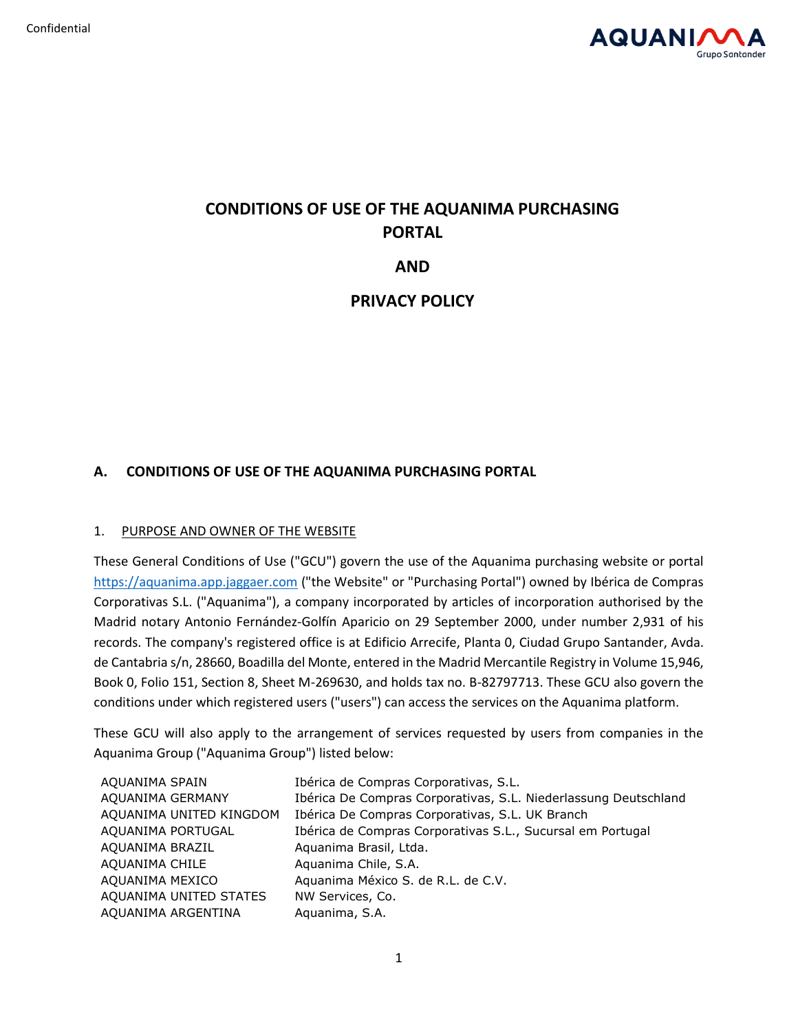Confidential

# CONDITIONS OF USE OF THE AQUANIMA PURCHASING PORTAL

# AND

# PRIVACY POLICY

## A. CONDITIONS OF USE OF THE AQUANIMA PURCHASING PORTAL

### 1. PURPOSE AND OWNER OF THE WEBSITE

These General Conditions of Use ("GCU") govern the use of the Aquanima purchasing website or portal https://aquanima.app.jaggaer.com ("the Website" or "Purchasing Portal") owned by Ibérica de Compras Corporativas S.L. ("Aquanima"), a company incorporated by articles of incorporation authorised by the Madrid notary Antonio Fernández-Golfín Aparicio on 29 September 2000, under number 2,931 of his records. The company's registered office is at Edificio Arrecife, Planta 0, Ciudad Grupo Santander, Avda. de Cantabria s/n, 28660, Boadilla del Monte, entered in the Madrid Mercantile Registry in Volume 15,946, Book 0, Folio 151, Section 8, Sheet M-269630, and holds tax no. B-82797713. These GCU also govern the conditions under which registered users ("users") can access the services on the Aquanima platform.

These GCU will also apply to the arrangement of services requested by users from companies in the Aquanima Group ("Aquanima Group") listed below:

| | |
|---|---|
| AQUANIMA SPAIN | Ibérica de Compras Corporativas, S.L. |
| AQUANIMA GERMANY | Ibérica De Compras Corporativas, S.L. Niederlassung Deutschland |
| AQUANIMA UNITED KINGDOM | Ibérica De Compras Corporativas, S.L. UK Branch |
| AQUANIMA PORTUGAL | Ibérica de Compras Corporativas S.L., Sucursal em Portugal |
| AQUANIMA BRAZIL | Aquanima Brasil, Ltda. |
| AQUANIMA CHILE | Aquanima Chile, S.A. |
| AQUANIMA MEXICO | Aquanima México S. de R.L. de C.V. |
| AQUANIMA UNITED STATES | NW Services, Co. |
| AQUANIMA ARGENTINA | Aquanima, S.A. |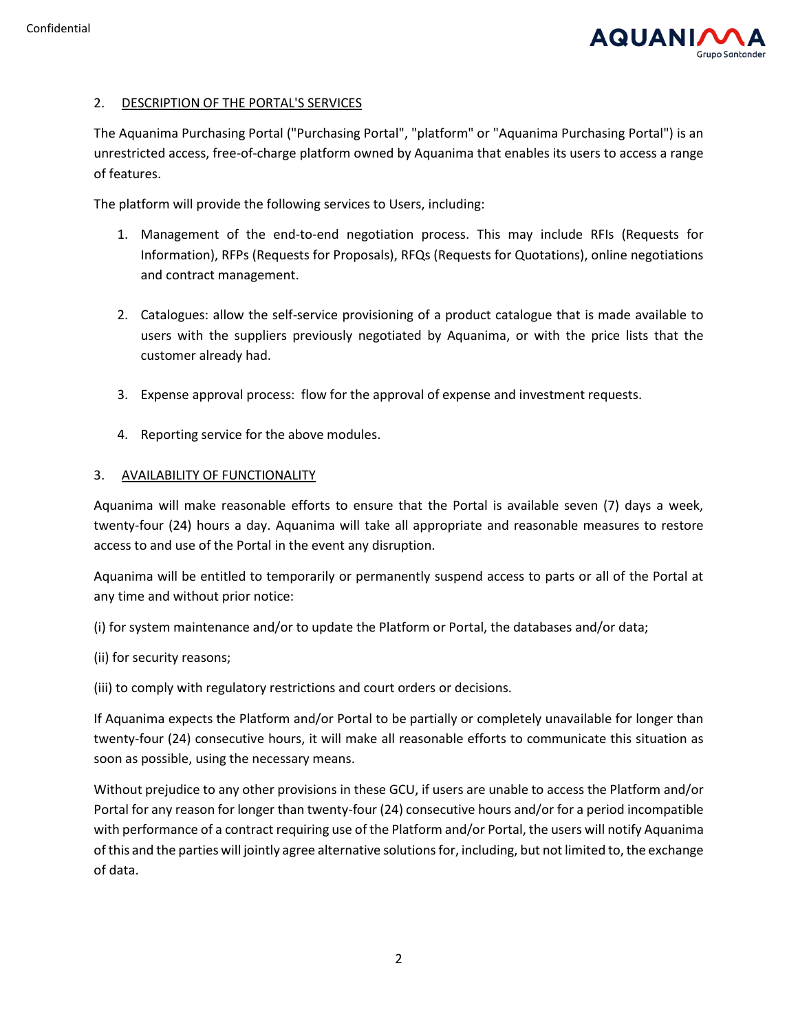## 2. DESCRIPTION OF THE PORTAL'S SERVICES

The Aquanima Purchasing Portal ("Purchasing Portal", "platform" or "Aquanima Purchasing Portal") is an unrestricted access, free-of-charge platform owned by Aquanima that enables its users to access a range of features.

The platform will provide the following services to Users, including:

1. Management of the end-to-end negotiation process. This may include RFIs (Requests for Information), RFPs (Requests for Proposals), RFQs (Requests for Quotations), online negotiations and contract management.

2. Catalogues: allow the self-service provisioning of a product catalogue that is made available to users with the suppliers previously negotiated by Aquanima, or with the price lists that the customer already had.

3. Expense approval process: flow for the approval of expense and investment requests.

4. Reporting service for the above modules.

## 3. AVAILABILITY OF FUNCTIONALITY

Aquanima will make reasonable efforts to ensure that the Portal is available seven (7) days a week, twenty-four (24) hours a day. Aquanima will take all appropriate and reasonable measures to restore access to and use of the Portal in the event any disruption.

Aquanima will be entitled to temporarily or permanently suspend access to parts or all of the Portal at any time and without prior notice:

(i) for system maintenance and/or to update the Platform or Portal, the databases and/or data;

(ii) for security reasons;

(iii) to comply with regulatory restrictions and court orders or decisions.

If Aquanima expects the Platform and/or Portal to be partially or completely unavailable for longer than twenty-four (24) consecutive hours, it will make all reasonable efforts to communicate this situation as soon as possible, using the necessary means.

Without prejudice to any other provisions in these GCU, if users are unable to access the Platform and/or Portal for any reason for longer than twenty-four (24) consecutive hours and/or for a period incompatible with performance of a contract requiring use of the Platform and/or Portal, the users will notify Aquanima of this and the parties will jointly agree alternative solutions for, including, but not limited to, the exchange of data.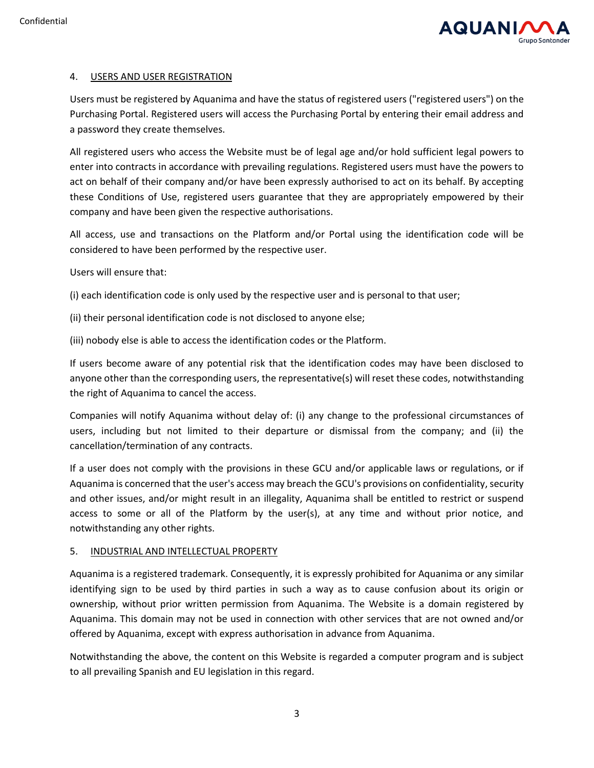## 4. USERS AND USER REGISTRATION

Users must be registered by Aquanima and have the status of registered users ("registered users") on the Purchasing Portal. Registered users will access the Purchasing Portal by entering their email address and a password they create themselves.

All registered users who access the Website must be of legal age and/or hold sufficient legal powers to enter into contracts in accordance with prevailing regulations. Registered users must have the powers to act on behalf of their company and/or have been expressly authorised to act on its behalf. By accepting these Conditions of Use, registered users guarantee that they are appropriately empowered by their company and have been given the respective authorisations.

All access, use and transactions on the Platform and/or Portal using the identification code will be considered to have been performed by the respective user.

Users will ensure that:

(i) each identification code is only used by the respective user and is personal to that user;

(ii) their personal identification code is not disclosed to anyone else;

(iii) nobody else is able to access the identification codes or the Platform.

If users become aware of any potential risk that the identification codes may have been disclosed to anyone other than the corresponding users, the representative(s) will reset these codes, notwithstanding the right of Aquanima to cancel the access.

Companies will notify Aquanima without delay of: (i) any change to the professional circumstances of users, including but not limited to their departure or dismissal from the company; and (ii) the cancellation/termination of any contracts.

If a user does not comply with the provisions in these GCU and/or applicable laws or regulations, or if Aquanima is concerned that the user's access may breach the GCU's provisions on confidentiality, security and other issues, and/or might result in an illegality, Aquanima shall be entitled to restrict or suspend access to some or all of the Platform by the user(s), at any time and without prior notice, and notwithstanding any other rights.

## 5. INDUSTRIAL AND INTELLECTUAL PROPERTY

Aquanima is a registered trademark. Consequently, it is expressly prohibited for Aquanima or any similar identifying sign to be used by third parties in such a way as to cause confusion about its origin or ownership, without prior written permission from Aquanima. The Website is a domain registered by Aquanima. This domain may not be used in connection with other services that are not owned and/or offered by Aquanima, except with express authorisation in advance from Aquanima.

Notwithstanding the above, the content on this Website is regarded a computer program and is subject to all prevailing Spanish and EU legislation in this regard.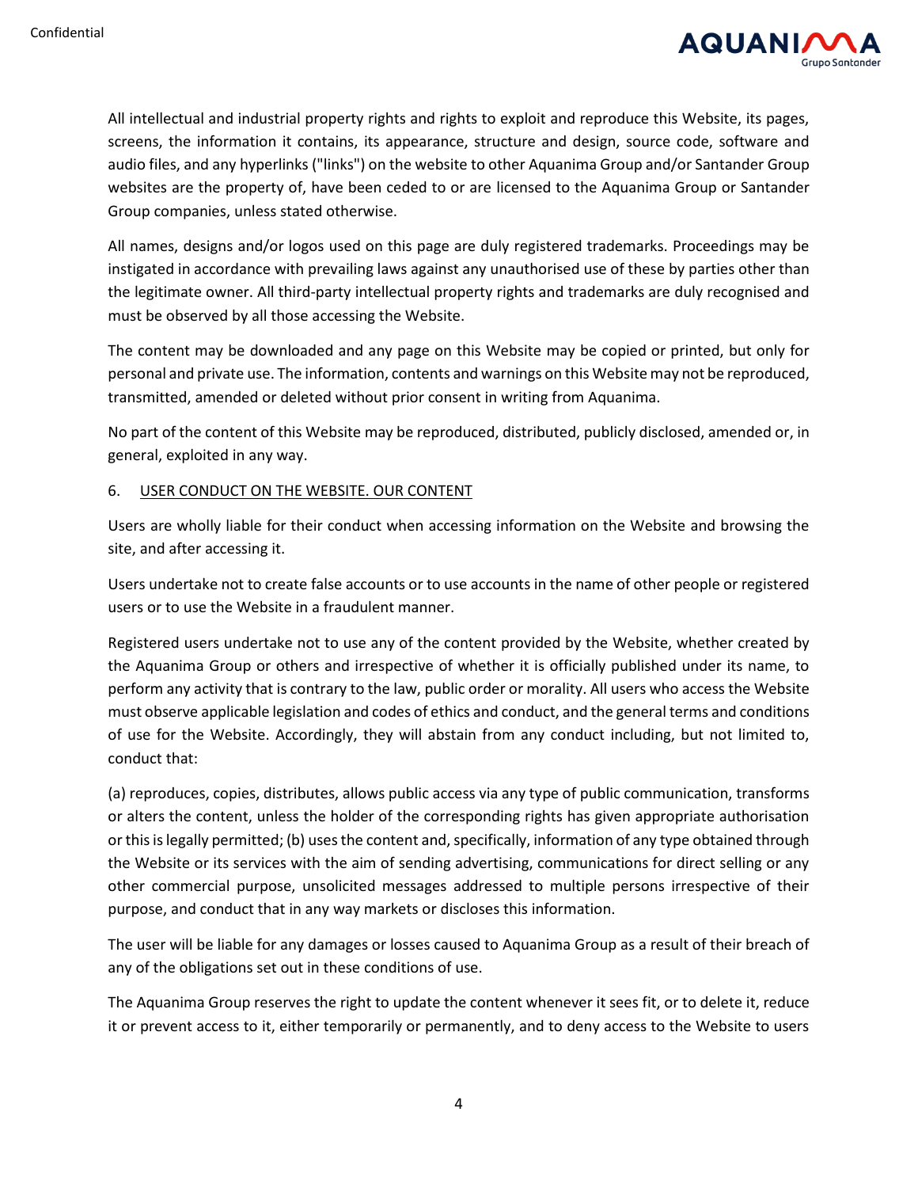All intellectual and industrial property rights and rights to exploit and reproduce this Website, its pages, screens, the information it contains, its appearance, structure and design, source code, software and audio files, and any hyperlinks ("links") on the website to other Aquanima Group and/or Santander Group websites are the property of, have been ceded to or are licensed to the Aquanima Group or Santander Group companies, unless stated otherwise.

All names, designs and/or logos used on this page are duly registered trademarks. Proceedings may be instigated in accordance with prevailing laws against any unauthorised use of these by parties other than the legitimate owner. All third-party intellectual property rights and trademarks are duly recognised and must be observed by all those accessing the Website.

The content may be downloaded and any page on this Website may be copied or printed, but only for personal and private use. The information, contents and warnings on this Website may not be reproduced, transmitted, amended or deleted without prior consent in writing from Aquanima.

No part of the content of this Website may be reproduced, distributed, publicly disclosed, amended or, in general, exploited in any way.

## 6. USER CONDUCT ON THE WEBSITE. OUR CONTENT

Users are wholly liable for their conduct when accessing information on the Website and browsing the site, and after accessing it.

Users undertake not to create false accounts or to use accounts in the name of other people or registered users or to use the Website in a fraudulent manner.

Registered users undertake not to use any of the content provided by the Website, whether created by the Aquanima Group or others and irrespective of whether it is officially published under its name, to perform any activity that is contrary to the law, public order or morality. All users who access the Website must observe applicable legislation and codes of ethics and conduct, and the general terms and conditions of use for the Website. Accordingly, they will abstain from any conduct including, but not limited to, conduct that:

(a) reproduces, copies, distributes, allows public access via any type of public communication, transforms or alters the content, unless the holder of the corresponding rights has given appropriate authorisation or this is legally permitted; (b) uses the content and, specifically, information of any type obtained through the Website or its services with the aim of sending advertising, communications for direct selling or any other commercial purpose, unsolicited messages addressed to multiple persons irrespective of their purpose, and conduct that in any way markets or discloses this information.

The user will be liable for any damages or losses caused to Aquanima Group as a result of their breach of any of the obligations set out in these conditions of use.

The Aquanima Group reserves the right to update the content whenever it sees fit, or to delete it, reduce it or prevent access to it, either temporarily or permanently, and to deny access to the Website to users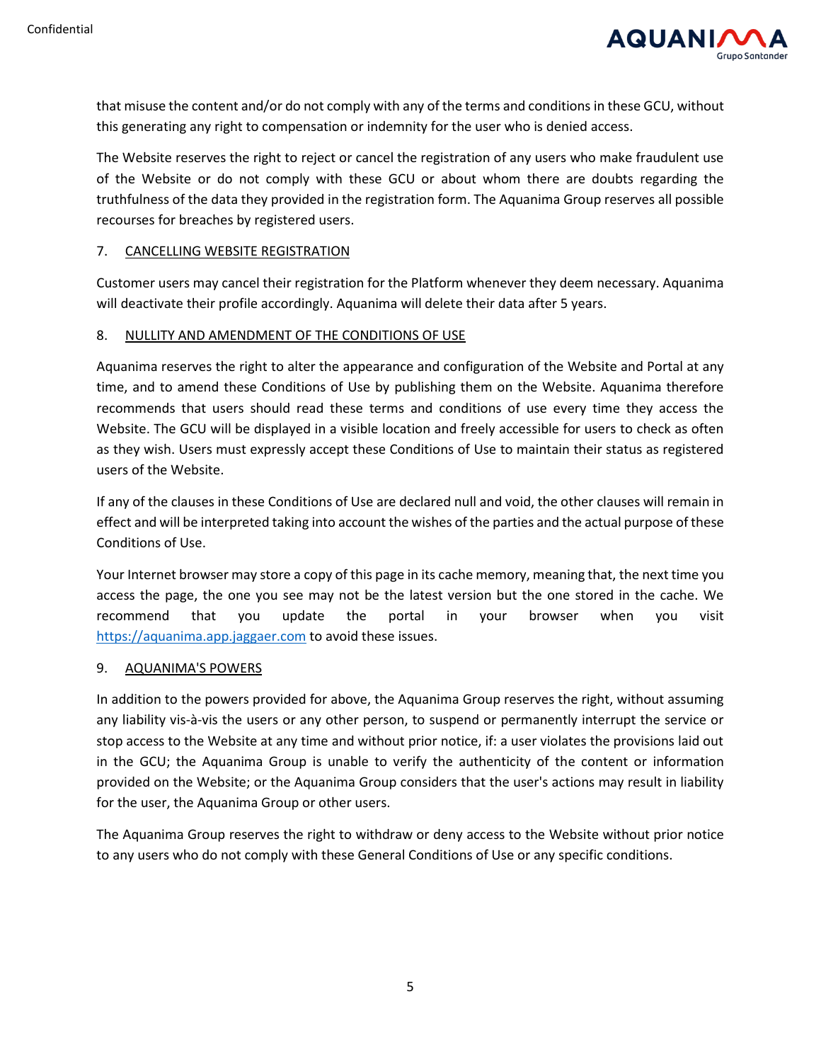that misuse the content and/or do not comply with any of the terms and conditions in these GCU, without this generating any right to compensation or indemnity for the user who is denied access.

The Website reserves the right to reject or cancel the registration of any users who make fraudulent use of the Website or do not comply with these GCU or about whom there are doubts regarding the truthfulness of the data they provided in the registration form. The Aquanima Group reserves all possible recourses for breaches by registered users.

## 7. CANCELLING WEBSITE REGISTRATION

Customer users may cancel their registration for the Platform whenever they deem necessary. Aquanima will deactivate their profile accordingly. Aquanima will delete their data after 5 years.

## 8. NULLITY AND AMENDMENT OF THE CONDITIONS OF USE

Aquanima reserves the right to alter the appearance and configuration of the Website and Portal at any time, and to amend these Conditions of Use by publishing them on the Website. Aquanima therefore recommends that users should read these terms and conditions of use every time they access the Website. The GCU will be displayed in a visible location and freely accessible for users to check as often as they wish. Users must expressly accept these Conditions of Use to maintain their status as registered users of the Website.

If any of the clauses in these Conditions of Use are declared null and void, the other clauses will remain in effect and will be interpreted taking into account the wishes of the parties and the actual purpose of these Conditions of Use.

Your Internet browser may store a copy of this page in its cache memory, meaning that, the next time you access the page, the one you see may not be the latest version but the one stored in the cache. We recommend that you update the portal in your browser when you visit https://aquanima.app.jaggaer.com to avoid these issues.

## 9. AQUANIMA'S POWERS

In addition to the powers provided for above, the Aquanima Group reserves the right, without assuming any liability vis-à-vis the users or any other person, to suspend or permanently interrupt the service or stop access to the Website at any time and without prior notice, if: a user violates the provisions laid out in the GCU; the Aquanima Group is unable to verify the authenticity of the content or information provided on the Website; or the Aquanima Group considers that the user's actions may result in liability for the user, the Aquanima Group or other users.

The Aquanima Group reserves the right to withdraw or deny access to the Website without prior notice to any users who do not comply with these General Conditions of Use or any specific conditions.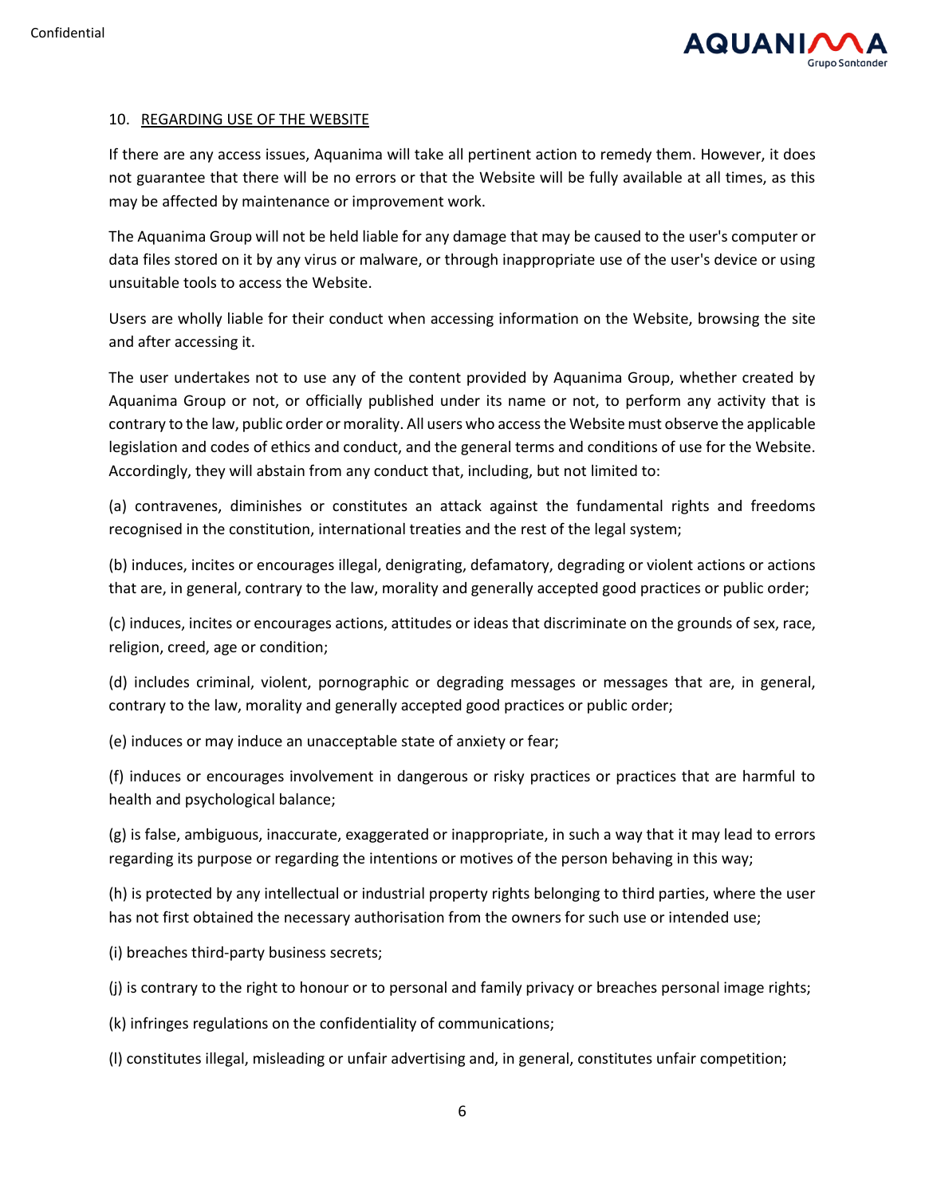## 10. REGARDING USE OF THE WEBSITE

If there are any access issues, Aquanima will take all pertinent action to remedy them. However, it does not guarantee that there will be no errors or that the Website will be fully available at all times, as this may be affected by maintenance or improvement work.

The Aquanima Group will not be held liable for any damage that may be caused to the user's computer or data files stored on it by any virus or malware, or through inappropriate use of the user's device or using unsuitable tools to access the Website.

Users are wholly liable for their conduct when accessing information on the Website, browsing the site and after accessing it.

The user undertakes not to use any of the content provided by Aquanima Group, whether created by Aquanima Group or not, or officially published under its name or not, to perform any activity that is contrary to the law, public order or morality. All users who access the Website must observe the applicable legislation and codes of ethics and conduct, and the general terms and conditions of use for the Website. Accordingly, they will abstain from any conduct that, including, but not limited to:

(a) contravenes, diminishes or constitutes an attack against the fundamental rights and freedoms recognised in the constitution, international treaties and the rest of the legal system;

(b) induces, incites or encourages illegal, denigrating, defamatory, degrading or violent actions or actions that are, in general, contrary to the law, morality and generally accepted good practices or public order;

(c) induces, incites or encourages actions, attitudes or ideas that discriminate on the grounds of sex, race, religion, creed, age or condition;

(d) includes criminal, violent, pornographic or degrading messages or messages that are, in general, contrary to the law, morality and generally accepted good practices or public order;

(e) induces or may induce an unacceptable state of anxiety or fear;

(f) induces or encourages involvement in dangerous or risky practices or practices that are harmful to health and psychological balance;

(g) is false, ambiguous, inaccurate, exaggerated or inappropriate, in such a way that it may lead to errors regarding its purpose or regarding the intentions or motives of the person behaving in this way;

(h) is protected by any intellectual or industrial property rights belonging to third parties, where the user has not first obtained the necessary authorisation from the owners for such use or intended use;

(i) breaches third-party business secrets;

(j) is contrary to the right to honour or to personal and family privacy or breaches personal image rights;

(k) infringes regulations on the confidentiality of communications;

(l) constitutes illegal, misleading or unfair advertising and, in general, constitutes unfair competition;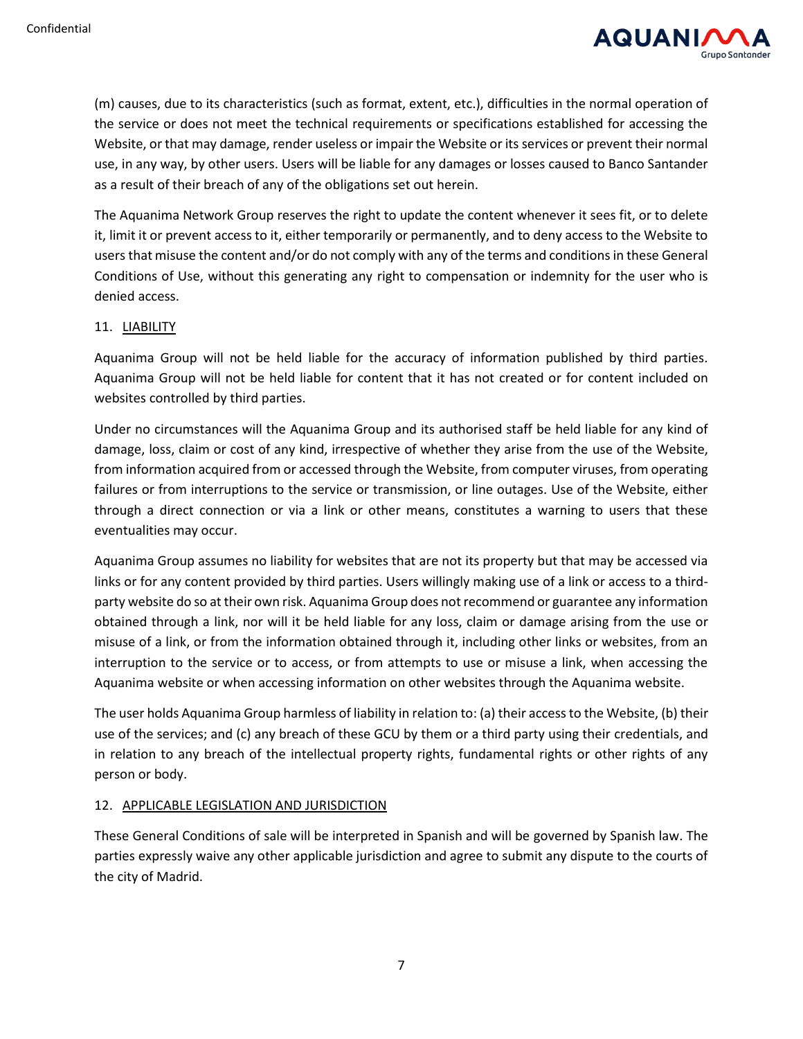(m) causes, due to its characteristics (such as format, extent, etc.), difficulties in the normal operation of the service or does not meet the technical requirements or specifications established for accessing the Website, or that may damage, render useless or impair the Website or its services or prevent their normal use, in any way, by other users. Users will be liable for any damages or losses caused to Banco Santander as a result of their breach of any of the obligations set out herein.

The Aquanima Network Group reserves the right to update the content whenever it sees fit, or to delete it, limit it or prevent access to it, either temporarily or permanently, and to deny access to the Website to users that misuse the content and/or do not comply with any of the terms and conditions in these General Conditions of Use, without this generating any right to compensation or indemnity for the user who is denied access.

## 11. LIABILITY

Aquanima Group will not be held liable for the accuracy of information published by third parties. Aquanima Group will not be held liable for content that it has not created or for content included on websites controlled by third parties.

Under no circumstances will the Aquanima Group and its authorised staff be held liable for any kind of damage, loss, claim or cost of any kind, irrespective of whether they arise from the use of the Website, from information acquired from or accessed through the Website, from computer viruses, from operating failures or from interruptions to the service or transmission, or line outages. Use of the Website, either through a direct connection or via a link or other means, constitutes a warning to users that these eventualities may occur.

Aquanima Group assumes no liability for websites that are not its property but that may be accessed via links or for any content provided by third parties. Users willingly making use of a link or access to a third-party website do so at their own risk. Aquanima Group does not recommend or guarantee any information obtained through a link, nor will it be held liable for any loss, claim or damage arising from the use or misuse of a link, or from the information obtained through it, including other links or websites, from an interruption to the service or to access, or from attempts to use or misuse a link, when accessing the Aquanima website or when accessing information on other websites through the Aquanima website.

The user holds Aquanima Group harmless of liability in relation to: (a) their access to the Website, (b) their use of the services; and (c) any breach of these GCU by them or a third party using their credentials, and in relation to any breach of the intellectual property rights, fundamental rights or other rights of any person or body.

## 12. APPLICABLE LEGISLATION AND JURISDICTION

These General Conditions of sale will be interpreted in Spanish and will be governed by Spanish law. The parties expressly waive any other applicable jurisdiction and agree to submit any dispute to the courts of the city of Madrid.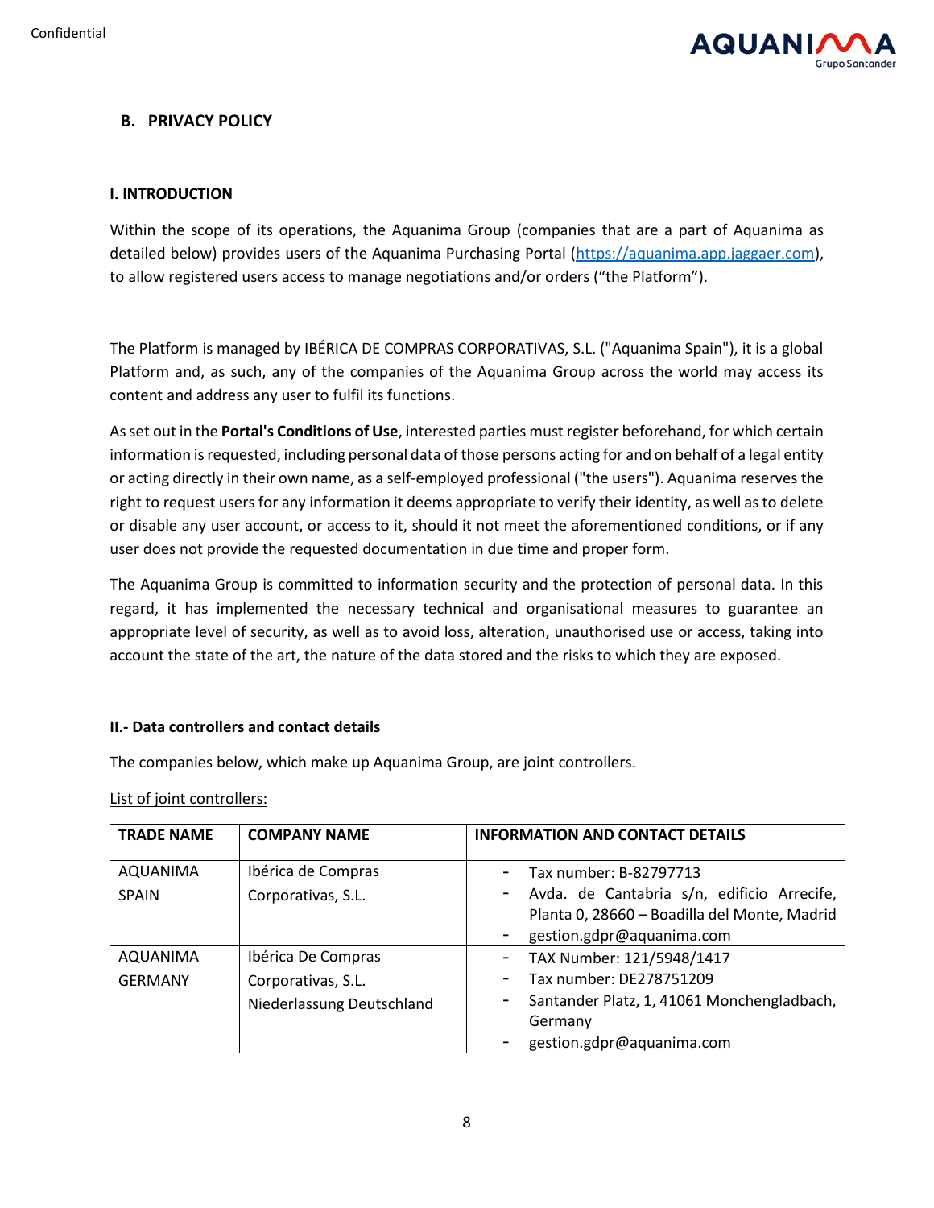## B. PRIVACY POLICY

### I. INTRODUCTION

Within the scope of its operations, the Aquanima Group (companies that are a part of Aquanima as detailed below) provides users of the Aquanima Purchasing Portal (https://aquanima.app.jaggaer.com), to allow registered users access to manage negotiations and/or orders ("the Platform").

The Platform is managed by IBÉRICA DE COMPRAS CORPORATIVAS, S.L. ("Aquanima Spain"), it is a global Platform and, as such, any of the companies of the Aquanima Group across the world may access its content and address any user to fulfil its functions.

As set out in the **Portal's Conditions of Use**, interested parties must register beforehand, for which certain information is requested, including personal data of those persons acting for and on behalf of a legal entity or acting directly in their own name, as a self-employed professional ("the users"). Aquanima reserves the right to request users for any information it deems appropriate to verify their identity, as well as to delete or disable any user account, or access to it, should it not meet the aforementioned conditions, or if any user does not provide the requested documentation in due time and proper form.

The Aquanima Group is committed to information security and the protection of personal data. In this regard, it has implemented the necessary technical and organisational measures to guarantee an appropriate level of security, as well as to avoid loss, alteration, unauthorised use or access, taking into account the state of the art, the nature of the data stored and the risks to which they are exposed.

### II.- Data controllers and contact details

The companies below, which make up Aquanima Group, are joint controllers.

List of joint controllers:

| TRADE NAME | COMPANY NAME | INFORMATION AND CONTACT DETAILS |
|---|---|---|
| AQUANIMA SPAIN | Ibérica de Compras Corporativas, S.L. | - Tax number: B-82797713<br>- Avda. de Cantabria s/n, edificio Arrecife, Planta 0, 28660 – Boadilla del Monte, Madrid<br>- gestion.gdpr@aquanima.com |
| AQUANIMA GERMANY | Ibérica De Compras Corporativas, S.L. Niederlassung Deutschland | - TAX Number: 121/5948/1417<br>- Tax number: DE278751209<br>- Santander Platz, 1, 41061 Monchengladbach, Germany<br>- gestion.gdpr@aquanima.com |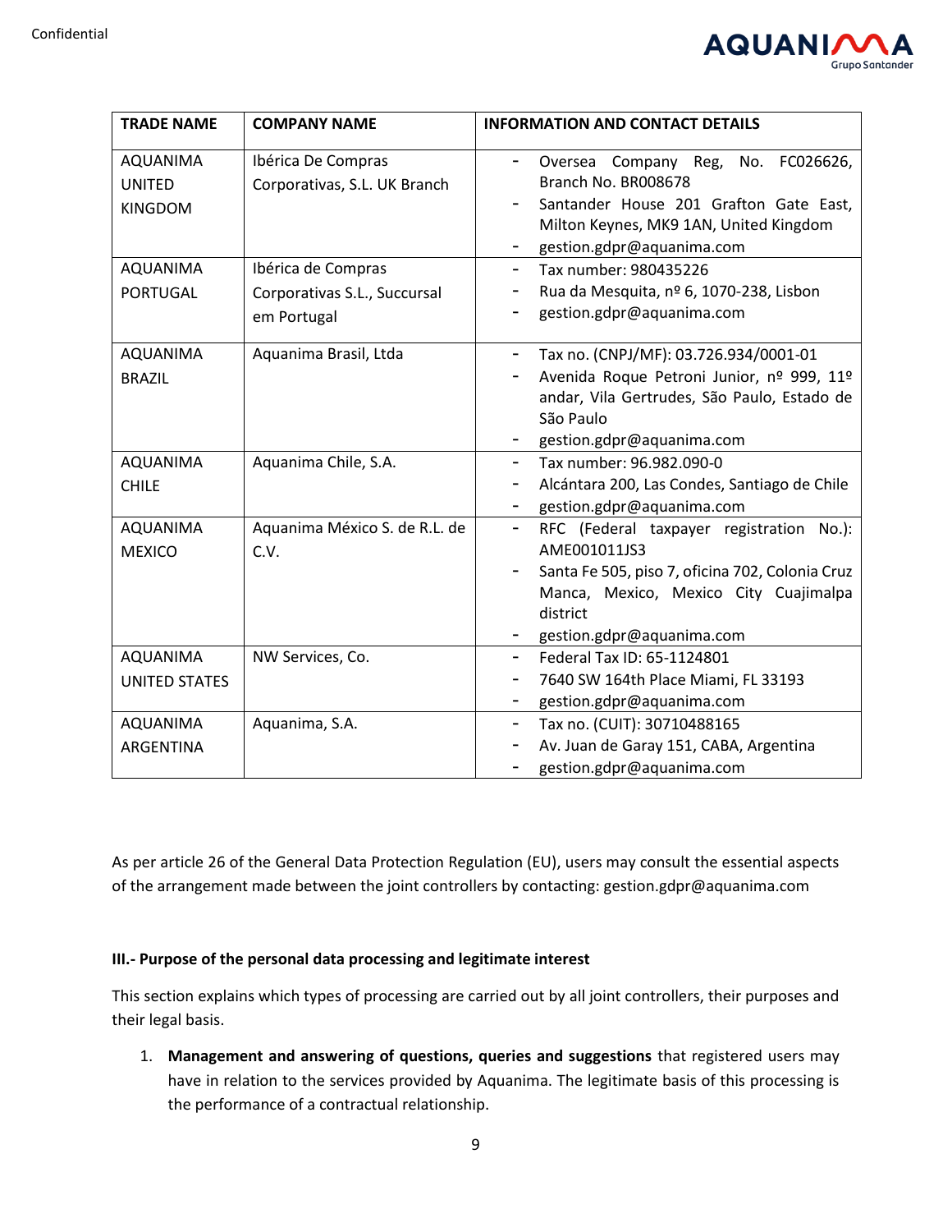| TRADE NAME | COMPANY NAME | INFORMATION AND CONTACT DETAILS |
|---|---|---|
| AQUANIMA UNITED KINGDOM | Ibérica De Compras Corporativas, S.L. UK Branch | - Oversea Company Reg, No. FC026626, Branch No. BR008678<br>- Santander House 201 Grafton Gate East, Milton Keynes, MK9 1AN, United Kingdom<br>- gestion.gdpr@aquanima.com |
| AQUANIMA PORTUGAL | Ibérica de Compras Corporativas S.L., Succursal em Portugal | - Tax number: 980435226<br>- Rua da Mesquita, nº 6, 1070-238, Lisbon<br>- gestion.gdpr@aquanima.com |
| AQUANIMA BRAZIL | Aquanima Brasil, Ltda | - Tax no. (CNPJ/MF): 03.726.934/0001-01<br>- Avenida Roque Petroni Junior, nº 999, 11º andar, Vila Gertrudes, São Paulo, Estado de São Paulo<br>- gestion.gdpr@aquanima.com |
| AQUANIMA CHILE | Aquanima Chile, S.A. | - Tax number: 96.982.090-0<br>- Alcántara 200, Las Condes, Santiago de Chile<br>- gestion.gdpr@aquanima.com |
| AQUANIMA MEXICO | Aquanima México S. de R.L. de C.V. | - RFC (Federal taxpayer registration No.): AME001011JS3<br>- Santa Fe 505, piso 7, oficina 702, Colonia Cruz Manca, Mexico, Mexico City Cuajimalpa district<br>- gestion.gdpr@aquanima.com |
| AQUANIMA UNITED STATES | NW Services, Co. | - Federal Tax ID: 65-1124801<br>- 7640 SW 164th Place Miami, FL 33193<br>- gestion.gdpr@aquanima.com |
| AQUANIMA ARGENTINA | Aquanima, S.A. | - Tax no. (CUIT): 30710488165<br>- Av. Juan de Garay 151, CABA, Argentina<br>- gestion.gdpr@aquanima.com |

As per article 26 of the General Data Protection Regulation (EU), users may consult the essential aspects of the arrangement made between the joint controllers by contacting: gestion.gdpr@aquanima.com

**III.- Purpose of the personal data processing and legitimate interest**

This section explains which types of processing are carried out by all joint controllers, their purposes and their legal basis.

1. **Management and answering of questions, queries and suggestions** that registered users may have in relation to the services provided by Aquanima. The legitimate basis of this processing is the performance of a contractual relationship.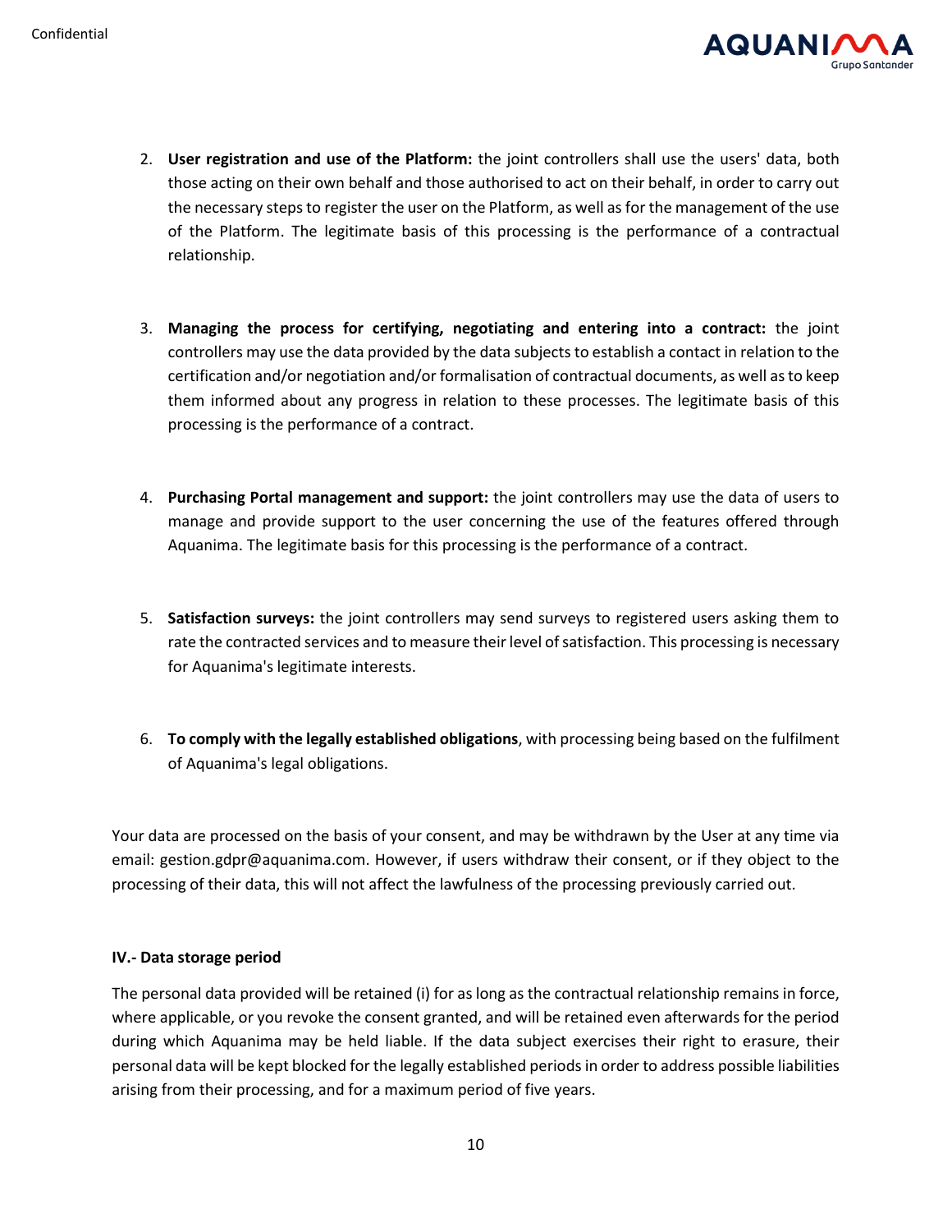2. **User registration and use of the Platform:** the joint controllers shall use the users' data, both those acting on their own behalf and those authorised to act on their behalf, in order to carry out the necessary steps to register the user on the Platform, as well as for the management of the use of the Platform. The legitimate basis of this processing is the performance of a contractual relationship.

3. **Managing the process for certifying, negotiating and entering into a contract:** the joint controllers may use the data provided by the data subjects to establish a contact in relation to the certification and/or negotiation and/or formalisation of contractual documents, as well as to keep them informed about any progress in relation to these processes. The legitimate basis of this processing is the performance of a contract.

4. **Purchasing Portal management and support:** the joint controllers may use the data of users to manage and provide support to the user concerning the use of the features offered through Aquanima. The legitimate basis for this processing is the performance of a contract.

5. **Satisfaction surveys:** the joint controllers may send surveys to registered users asking them to rate the contracted services and to measure their level of satisfaction. This processing is necessary for Aquanima's legitimate interests.

6. **To comply with the legally established obligations**, with processing being based on the fulfilment of Aquanima's legal obligations.

Your data are processed on the basis of your consent, and may be withdrawn by the User at any time via email: gestion.gdpr@aquanima.com. However, if users withdraw their consent, or if they object to the processing of their data, this will not affect the lawfulness of the processing previously carried out.

**IV.- Data storage period**

The personal data provided will be retained (i) for as long as the contractual relationship remains in force, where applicable, or you revoke the consent granted, and will be retained even afterwards for the period during which Aquanima may be held liable. If the data subject exercises their right to erasure, their personal data will be kept blocked for the legally established periods in order to address possible liabilities arising from their processing, and for a maximum period of five years.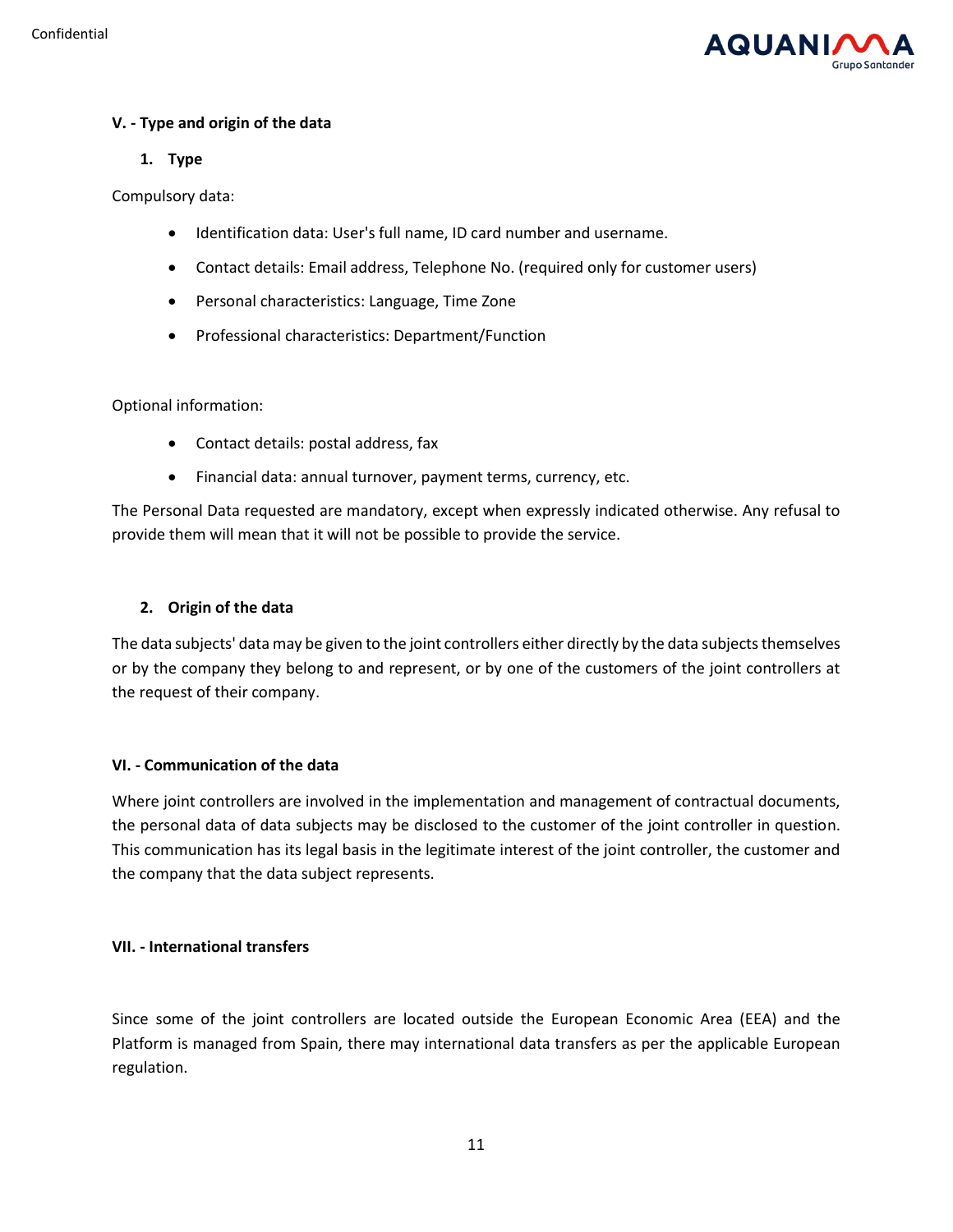**V. - Type and origin of the data**

**1. Type**

Compulsory data:

- Identification data: User's full name, ID card number and username.
- Contact details: Email address, Telephone No. (required only for customer users)
- Personal characteristics: Language, Time Zone
- Professional characteristics: Department/Function

Optional information:

- Contact details: postal address, fax
- Financial data: annual turnover, payment terms, currency, etc.

The Personal Data requested are mandatory, except when expressly indicated otherwise. Any refusal to provide them will mean that it will not be possible to provide the service.

**2. Origin of the data**

The data subjects' data may be given to the joint controllers either directly by the data subjects themselves or by the company they belong to and represent, or by one of the customers of the joint controllers at the request of their company.

**VI. - Communication of the data**

Where joint controllers are involved in the implementation and management of contractual documents, the personal data of data subjects may be disclosed to the customer of the joint controller in question. This communication has its legal basis in the legitimate interest of the joint controller, the customer and the company that the data subject represents.

**VII. - International transfers**

Since some of the joint controllers are located outside the European Economic Area (EEA) and the Platform is managed from Spain, there may international data transfers as per the applicable European regulation.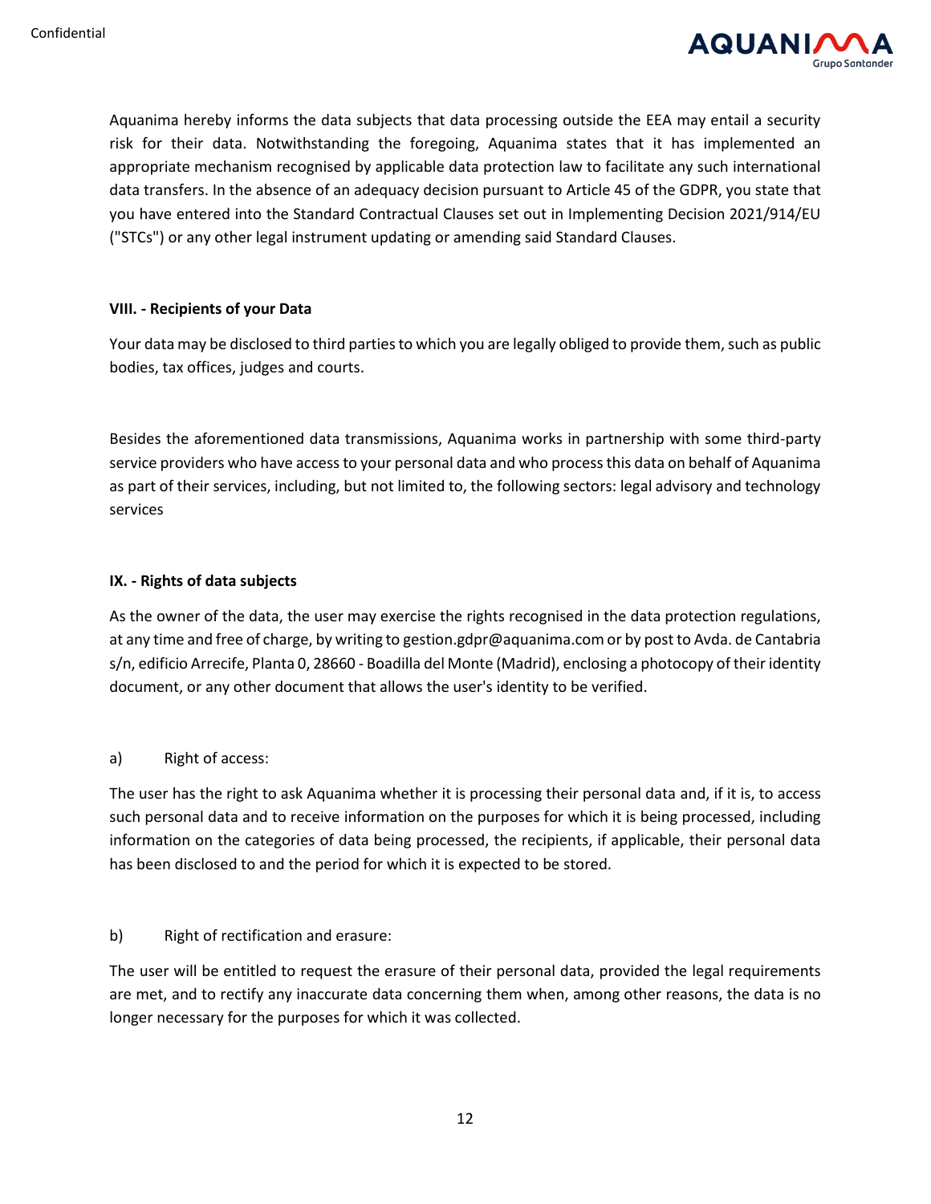Aquanima hereby informs the data subjects that data processing outside the EEA may entail a security risk for their data. Notwithstanding the foregoing, Aquanima states that it has implemented an appropriate mechanism recognised by applicable data protection law to facilitate any such international data transfers. In the absence of an adequacy decision pursuant to Article 45 of the GDPR, you state that you have entered into the Standard Contractual Clauses set out in Implementing Decision 2021/914/EU ("STCs") or any other legal instrument updating or amending said Standard Clauses.

**VIII. - Recipients of your Data**

Your data may be disclosed to third parties to which you are legally obliged to provide them, such as public bodies, tax offices, judges and courts.

Besides the aforementioned data transmissions, Aquanima works in partnership with some third-party service providers who have access to your personal data and who process this data on behalf of Aquanima as part of their services, including, but not limited to, the following sectors: legal advisory and technology services

**IX. - Rights of data subjects**

As the owner of the data, the user may exercise the rights recognised in the data protection regulations, at any time and free of charge, by writing to gestion.gdpr@aquanima.com or by post to Avda. de Cantabria s/n, edificio Arrecife, Planta 0, 28660 - Boadilla del Monte (Madrid), enclosing a photocopy of their identity document, or any other document that allows the user's identity to be verified.

a) Right of access:

The user has the right to ask Aquanima whether it is processing their personal data and, if it is, to access such personal data and to receive information on the purposes for which it is being processed, including information on the categories of data being processed, the recipients, if applicable, their personal data has been disclosed to and the period for which it is expected to be stored.

b) Right of rectification and erasure:

The user will be entitled to request the erasure of their personal data, provided the legal requirements are met, and to rectify any inaccurate data concerning them when, among other reasons, the data is no longer necessary for the purposes for which it was collected.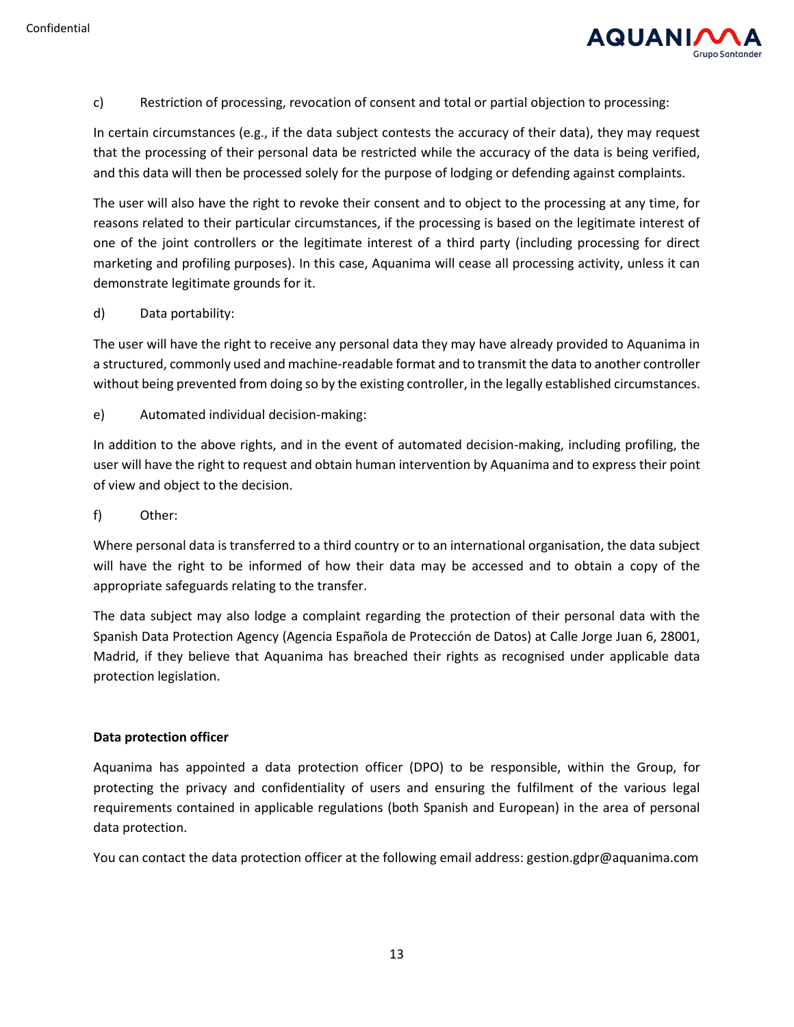c) Restriction of processing, revocation of consent and total or partial objection to processing:

In certain circumstances (e.g., if the data subject contests the accuracy of their data), they may request that the processing of their personal data be restricted while the accuracy of the data is being verified, and this data will then be processed solely for the purpose of lodging or defending against complaints.

The user will also have the right to revoke their consent and to object to the processing at any time, for reasons related to their particular circumstances, if the processing is based on the legitimate interest of one of the joint controllers or the legitimate interest of a third party (including processing for direct marketing and profiling purposes). In this case, Aquanima will cease all processing activity, unless it can demonstrate legitimate grounds for it.

d) Data portability:

The user will have the right to receive any personal data they may have already provided to Aquanima in a structured, commonly used and machine-readable format and to transmit the data to another controller without being prevented from doing so by the existing controller, in the legally established circumstances.

e) Automated individual decision-making:

In addition to the above rights, and in the event of automated decision-making, including profiling, the user will have the right to request and obtain human intervention by Aquanima and to express their point of view and object to the decision.

f) Other:

Where personal data is transferred to a third country or to an international organisation, the data subject will have the right to be informed of how their data may be accessed and to obtain a copy of the appropriate safeguards relating to the transfer.

The data subject may also lodge a complaint regarding the protection of their personal data with the Spanish Data Protection Agency (Agencia Española de Protección de Datos) at Calle Jorge Juan 6, 28001, Madrid, if they believe that Aquanima has breached their rights as recognised under applicable data protection legislation.

**Data protection officer**

Aquanima has appointed a data protection officer (DPO) to be responsible, within the Group, for protecting the privacy and confidentiality of users and ensuring the fulfilment of the various legal requirements contained in applicable regulations (both Spanish and European) in the area of personal data protection.

You can contact the data protection officer at the following email address: gestion.gdpr@aquanima.com